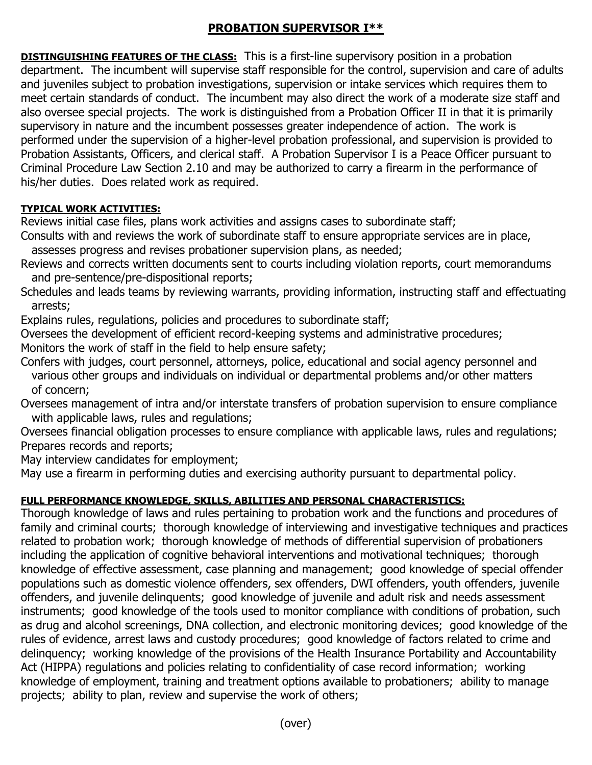# PROBATION SUPERVISOR I**

**DISTINGUISHING FEATURES OF THE CLASS:** This is a first-line supervisory position in a probation department. The incumbent will supervise staff responsible for the control, supervision and care of adults and juveniles subject to probation investigations, supervision or intake services which requires them to meet certain standards of conduct. The incumbent may also direct the work of a moderate size staff and also oversee special projects. The work is distinguished from a Probation Officer II in that it is primarily supervisory in nature and the incumbent possesses greater independence of action. The work is performed under the supervision of a higher-level probation professional, and supervision is provided to Probation Assistants, Officers, and clerical staff. A Probation Supervisor I is a Peace Officer pursuant to Criminal Procedure Law Section 2.10 and may be authorized to carry a firearm in the performance of his/her duties. Does related work as required.

**TYPICAL WORK ACTIVITIES:**

Reviews initial case files, plans work activities and assigns cases to subordinate staff;

Consults with and reviews the work of subordinate staff to ensure appropriate services are in place, assesses progress and revises probationer supervision plans, as needed;

Reviews and corrects written documents sent to courts including violation reports, court memorandums and pre-sentence/pre-dispositional reports;

Schedules and leads teams by reviewing warrants, providing information, instructing staff and effectuating arrests;

Explains rules, regulations, policies and procedures to subordinate staff;

Oversees the development of efficient record-keeping systems and administrative procedures;

Monitors the work of staff in the field to help ensure safety;

Confers with judges, court personnel, attorneys, police, educational and social agency personnel and various other groups and individuals on individual or departmental problems and/or other matters of concern;

Oversees management of intra and/or interstate transfers of probation supervision to ensure compliance with applicable laws, rules and regulations;

Oversees financial obligation processes to ensure compliance with applicable laws, rules and regulations;

Prepares records and reports;

May interview candidates for employment;

May use a firearm in performing duties and exercising authority pursuant to departmental policy.

**FULL PERFORMANCE KNOWLEDGE, SKILLS, ABILITIES AND PERSONAL CHARACTERISTICS:**

Thorough knowledge of laws and rules pertaining to probation work and the functions and procedures of family and criminal courts; thorough knowledge of interviewing and investigative techniques and practices related to probation work; thorough knowledge of methods of differential supervision of probationers including the application of cognitive behavioral interventions and motivational techniques; thorough knowledge of effective assessment, case planning and management; good knowledge of special offender populations such as domestic violence offenders, sex offenders, DWI offenders, youth offenders, juvenile offenders, and juvenile delinquents; good knowledge of juvenile and adult risk and needs assessment instruments; good knowledge of the tools used to monitor compliance with conditions of probation, such as drug and alcohol screenings, DNA collection, and electronic monitoring devices; good knowledge of the rules of evidence, arrest laws and custody procedures; good knowledge of factors related to crime and delinquency; working knowledge of the provisions of the Health Insurance Portability and Accountability Act (HIPPA) regulations and policies relating to confidentiality of case record information; working knowledge of employment, training and treatment options available to probationers; ability to manage projects; ability to plan, review and supervise the work of others;

(over)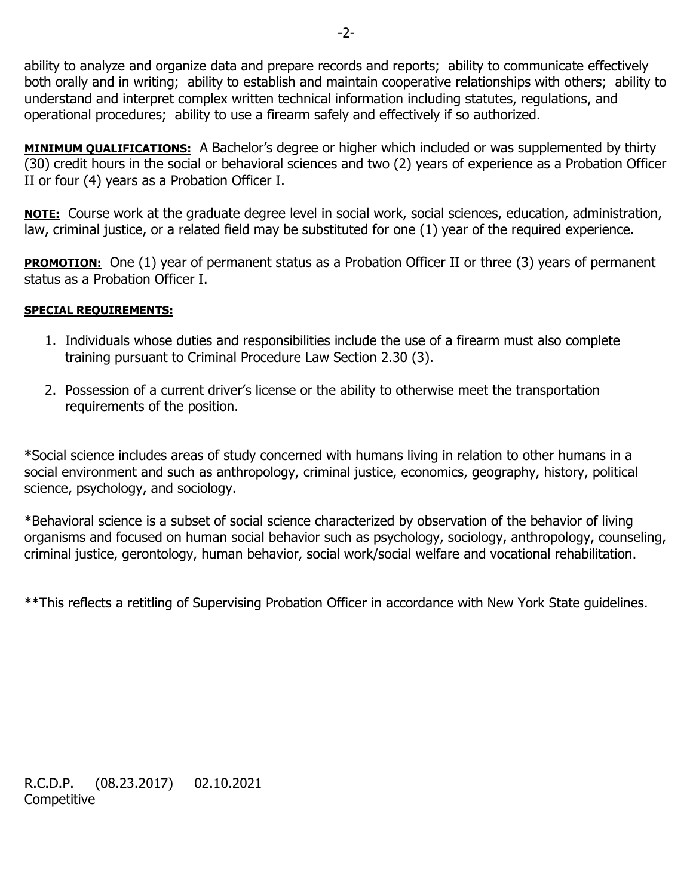ability to analyze and organize data and prepare records and reports; ability to communicate effectively both orally and in writing; ability to establish and maintain cooperative relationships with others; ability to understand and interpret complex written technical information including statutes, regulations, and operational procedures; ability to use a firearm safely and effectively if so authorized.

**MINIMUM QUALIFICATIONS:** A Bachelor's degree or higher which included or was supplemented by thirty (30) credit hours in the social or behavioral sciences and two (2) years of experience as a Probation Officer II or four (4) years as a Probation Officer I.

**NOTE:** Course work at the graduate degree level in social work, social sciences, education, administration, law, criminal justice, or a related field may be substituted for one (1) year of the required experience.

**PROMOTION:** One (1) year of permanent status as a Probation Officer II or three (3) years of permanent status as a Probation Officer I.

**SPECIAL REQUIREMENTS:**

1. Individuals whose duties and responsibilities include the use of a firearm must also complete training pursuant to Criminal Procedure Law Section 2.30 (3).
2. Possession of a current driver's license or the ability to otherwise meet the transportation requirements of the position.

*Social science includes areas of study concerned with humans living in relation to other humans in a social environment and such as anthropology, criminal justice, economics, geography, history, political science, psychology, and sociology.

*Behavioral science is a subset of social science characterized by observation of the behavior of living organisms and focused on human social behavior such as psychology, sociology, anthropology, counseling, criminal justice, gerontology, human behavior, social work/social welfare and vocational rehabilitation.

**This reflects a retitling of Supervising Probation Officer in accordance with New York State guidelines.

R.C.D.P. (08.23.2017) 02.10.2021
Competitive